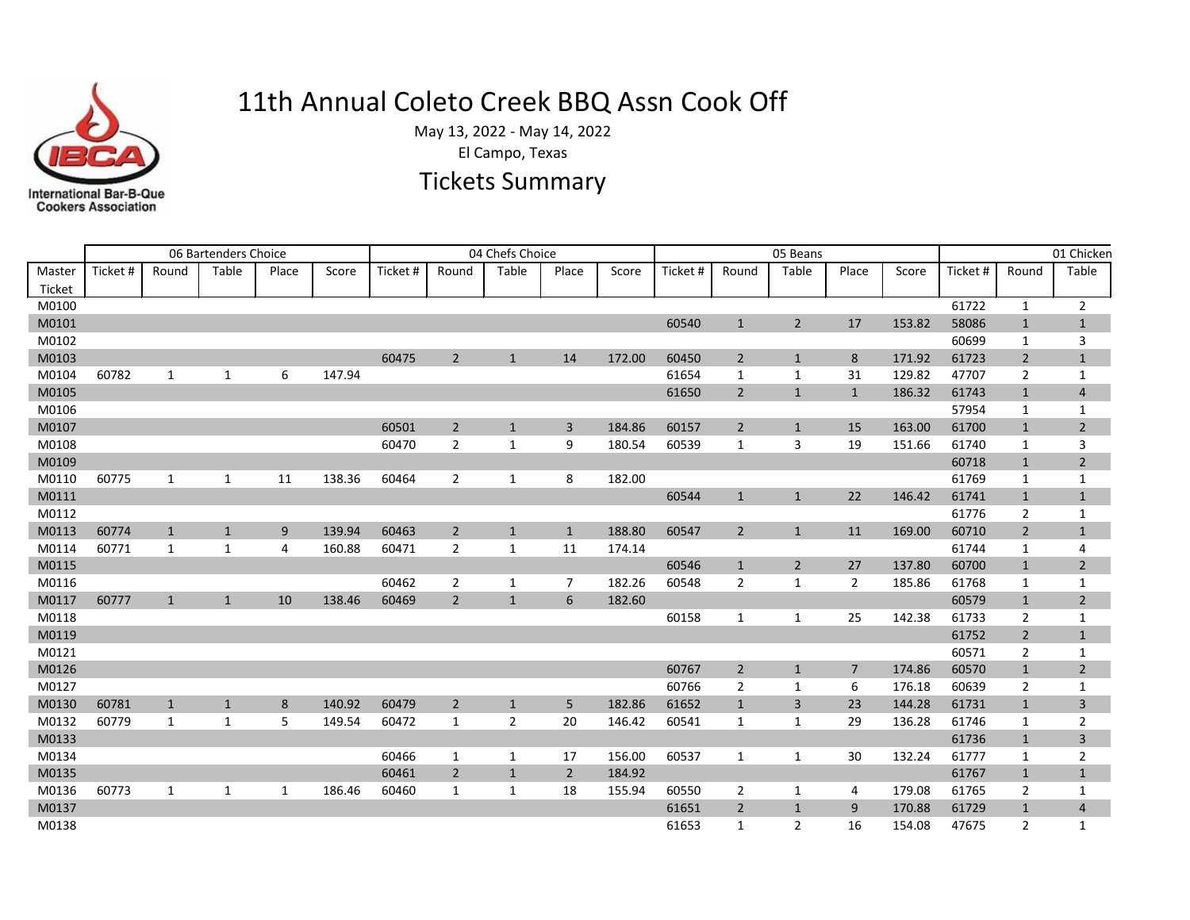International Bar-B-Que Cookers Association

# 11th Annual Coleto Creek BBQ Assn Cook Off

May 13, 2022 - May 14, 2022

El Campo, Texas

## Tickets Summary

| | 06 Bartenders Choice | | | | | 04 Chefs Choice | | | | | 05 Beans | | | | | 01 Chicken | | |
|---|---|---|---|---|---|---|---|---|---|---|---|---|---|---|---|---|---|---|
| Master Ticket | Ticket # | Round | Table | Place | Score | Ticket # | Round | Table | Place | Score | Ticket # | Round | Table | Place | Score | Ticket # | Round | Table |
| M0100 | | | | | | | | | | | | | | | | 61722 | 1 | 2 |
| M0101 | | | | | | | | | | | 60540 | 1 | 2 | 17 | 153.82 | 58086 | 1 | 1 |
| M0102 | | | | | | | | | | | | | | | | 60699 | 1 | 3 |
| M0103 | | | | | | 60475 | 2 | 1 | 14 | 172.00 | 60450 | 2 | 1 | 8 | 171.92 | 61723 | 2 | 1 |
| M0104 | 60782 | 1 | 1 | 6 | 147.94 | | | | | | 61654 | 1 | 1 | 31 | 129.82 | 47707 | 2 | 1 |
| M0105 | | | | | | | | | | | 61650 | 2 | 1 | 1 | 186.32 | 61743 | 1 | 4 |
| M0106 | | | | | | | | | | | | | | | | 57954 | 1 | 1 |
| M0107 | | | | | | 60501 | 2 | 1 | 3 | 184.86 | 60157 | 2 | 1 | 15 | 163.00 | 61700 | 1 | 2 |
| M0108 | | | | | | 60470 | 2 | 1 | 9 | 180.54 | 60539 | 1 | 3 | 19 | 151.66 | 61740 | 1 | 3 |
| M0109 | | | | | | | | | | | | | | | | 60718 | 1 | 2 |
| M0110 | 60775 | 1 | 1 | 11 | 138.36 | 60464 | 2 | 1 | 8 | 182.00 | | | | | | 61769 | 1 | 1 |
| M0111 | | | | | | | | | | | 60544 | 1 | 1 | 22 | 146.42 | 61741 | 1 | 1 |
| M0112 | | | | | | | | | | | | | | | | 61776 | 2 | 1 |
| M0113 | 60774 | 1 | 1 | 9 | 139.94 | 60463 | 2 | 1 | 1 | 188.80 | 60547 | 2 | 1 | 11 | 169.00 | 60710 | 2 | 1 |
| M0114 | 60771 | 1 | 1 | 4 | 160.88 | 60471 | 2 | 1 | 11 | 174.14 | | | | | | 61744 | 1 | 4 |
| M0115 | | | | | | | | | | | 60546 | 1 | 2 | 27 | 137.80 | 60700 | 1 | 2 |
| M0116 | | | | | | 60462 | 2 | 1 | 7 | 182.26 | 60548 | 2 | 1 | 2 | 185.86 | 61768 | 1 | 1 |
| M0117 | 60777 | 1 | 1 | 10 | 138.46 | 60469 | 2 | 1 | 6 | 182.60 | | | | | | 60579 | 1 | 2 |
| M0118 | | | | | | | | | | | 60158 | 1 | 1 | 25 | 142.38 | 61733 | 2 | 1 |
| M0119 | | | | | | | | | | | | | | | | 61752 | 2 | 1 |
| M0121 | | | | | | | | | | | | | | | | 60571 | 2 | 1 |
| M0126 | | | | | | | | | | | 60767 | 2 | 1 | 7 | 174.86 | 60570 | 1 | 2 |
| M0127 | | | | | | | | | | | 60766 | 2 | 1 | 6 | 176.18 | 60639 | 2 | 1 |
| M0130 | 60781 | 1 | 1 | 8 | 140.92 | 60479 | 2 | 1 | 5 | 182.86 | 61652 | 1 | 3 | 23 | 144.28 | 61731 | 1 | 3 |
| M0132 | 60779 | 1 | 1 | 5 | 149.54 | 60472 | 1 | 2 | 20 | 146.42 | 60541 | 1 | 1 | 29 | 136.28 | 61746 | 1 | 2 |
| M0133 | | | | | | | | | | | | | | | | 61736 | 1 | 3 |
| M0134 | | | | | | 60466 | 1 | 1 | 17 | 156.00 | 60537 | 1 | 1 | 30 | 132.24 | 61777 | 1 | 2 |
| M0135 | | | | | | 60461 | 2 | 1 | 2 | 184.92 | | | | | | 61767 | 1 | 1 |
| M0136 | 60773 | 1 | 1 | 1 | 186.46 | 60460 | 1 | 1 | 18 | 155.94 | 60550 | 2 | 1 | 4 | 179.08 | 61765 | 2 | 1 |
| M0137 | | | | | | | | | | | 61651 | 2 | 1 | 9 | 170.88 | 61729 | 1 | 4 |
| M0138 | | | | | | | | | | | 61653 | 1 | 2 | 16 | 154.08 | 47675 | 2 | 1 |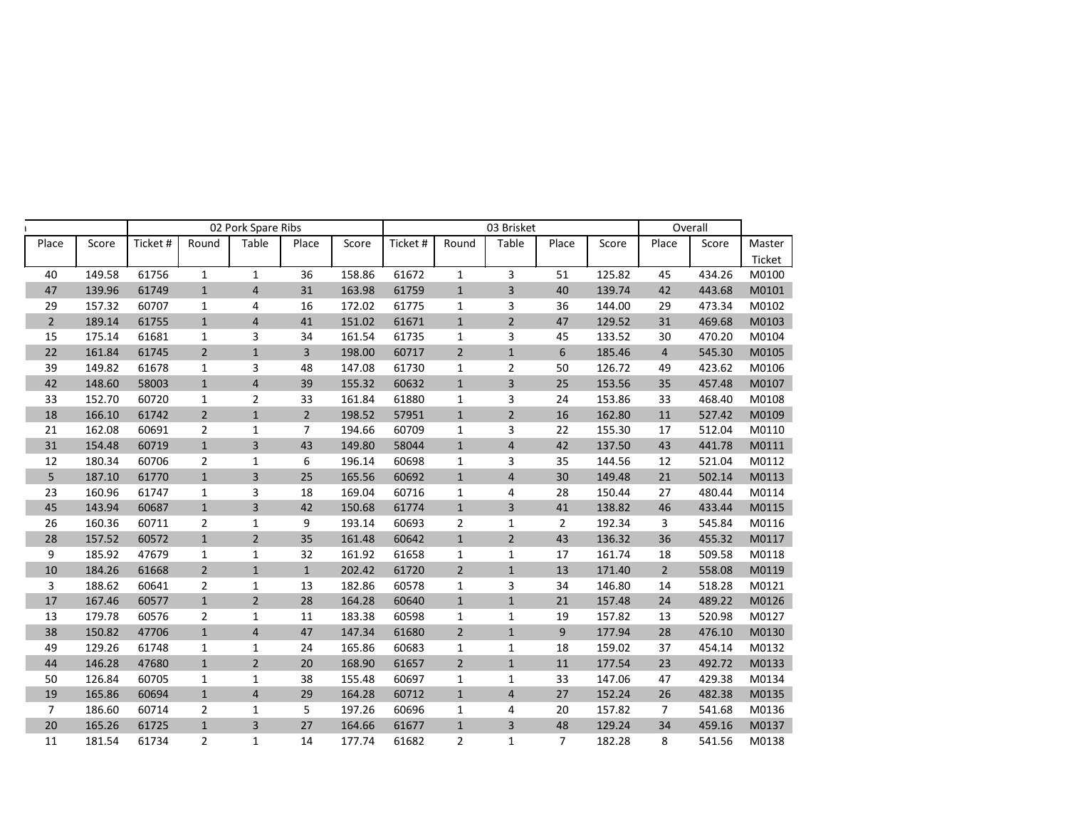| | | 02 Pork Spare Ribs | | | | | 03 Brisket | | | | | Overall | | |
|---|---|---|---|---|---|---|---|---|---|---|---|---|---|---|
| Place | Score | Ticket # | Round | Table | Place | Score | Ticket # | Round | Table | Place | Score | Place | Score | Master Ticket |
| 40 | 149.58 | 61756 | 1 | 1 | 36 | 158.86 | 61672 | 1 | 3 | 51 | 125.82 | 45 | 434.26 | M0100 |
| 47 | 139.96 | 61749 | 1 | 4 | 31 | 163.98 | 61759 | 1 | 3 | 40 | 139.74 | 42 | 443.68 | M0101 |
| 29 | 157.32 | 60707 | 1 | 4 | 16 | 172.02 | 61775 | 1 | 3 | 36 | 144.00 | 29 | 473.34 | M0102 |
| 2 | 189.14 | 61755 | 1 | 4 | 41 | 151.02 | 61671 | 1 | 2 | 47 | 129.52 | 31 | 469.68 | M0103 |
| 15 | 175.14 | 61681 | 1 | 3 | 34 | 161.54 | 61735 | 1 | 3 | 45 | 133.52 | 30 | 470.20 | M0104 |
| 22 | 161.84 | 61745 | 2 | 1 | 3 | 198.00 | 60717 | 2 | 1 | 6 | 185.46 | 4 | 545.30 | M0105 |
| 39 | 149.82 | 61678 | 1 | 3 | 48 | 147.08 | 61730 | 1 | 2 | 50 | 126.72 | 49 | 423.62 | M0106 |
| 42 | 148.60 | 58003 | 1 | 4 | 39 | 155.32 | 60632 | 1 | 3 | 25 | 153.56 | 35 | 457.48 | M0107 |
| 33 | 152.70 | 60720 | 1 | 2 | 33 | 161.84 | 61880 | 1 | 3 | 24 | 153.86 | 33 | 468.40 | M0108 |
| 18 | 166.10 | 61742 | 2 | 1 | 2 | 198.52 | 57951 | 1 | 2 | 16 | 162.80 | 11 | 527.42 | M0109 |
| 21 | 162.08 | 60691 | 2 | 1 | 7 | 194.66 | 60709 | 1 | 3 | 22 | 155.30 | 17 | 512.04 | M0110 |
| 31 | 154.48 | 60719 | 1 | 3 | 43 | 149.80 | 58044 | 1 | 4 | 42 | 137.50 | 43 | 441.78 | M0111 |
| 12 | 180.34 | 60706 | 2 | 1 | 6 | 196.14 | 60698 | 1 | 3 | 35 | 144.56 | 12 | 521.04 | M0112 |
| 5 | 187.10 | 61770 | 1 | 3 | 25 | 165.56 | 60692 | 1 | 4 | 30 | 149.48 | 21 | 502.14 | M0113 |
| 23 | 160.96 | 61747 | 1 | 3 | 18 | 169.04 | 60716 | 1 | 4 | 28 | 150.44 | 27 | 480.44 | M0114 |
| 45 | 143.94 | 60687 | 1 | 3 | 42 | 150.68 | 61774 | 1 | 3 | 41 | 138.82 | 46 | 433.44 | M0115 |
| 26 | 160.36 | 60711 | 2 | 1 | 9 | 193.14 | 60693 | 2 | 1 | 2 | 192.34 | 3 | 545.84 | M0116 |
| 28 | 157.52 | 60572 | 1 | 2 | 35 | 161.48 | 60642 | 1 | 2 | 43 | 136.32 | 36 | 455.32 | M0117 |
| 9 | 185.92 | 47679 | 1 | 1 | 32 | 161.92 | 61658 | 1 | 1 | 17 | 161.74 | 18 | 509.58 | M0118 |
| 10 | 184.26 | 61668 | 2 | 1 | 1 | 202.42 | 61720 | 2 | 1 | 13 | 171.40 | 2 | 558.08 | M0119 |
| 3 | 188.62 | 60641 | 2 | 1 | 13 | 182.86 | 60578 | 1 | 3 | 34 | 146.80 | 14 | 518.28 | M0121 |
| 17 | 167.46 | 60577 | 1 | 2 | 28 | 164.28 | 60640 | 1 | 1 | 21 | 157.48 | 24 | 489.22 | M0126 |
| 13 | 179.78 | 60576 | 2 | 1 | 11 | 183.38 | 60598 | 1 | 1 | 19 | 157.82 | 13 | 520.98 | M0127 |
| 38 | 150.82 | 47706 | 1 | 4 | 47 | 147.34 | 61680 | 2 | 1 | 9 | 177.94 | 28 | 476.10 | M0130 |
| 49 | 129.26 | 61748 | 1 | 1 | 24 | 165.86 | 60683 | 1 | 1 | 18 | 159.02 | 37 | 454.14 | M0132 |
| 44 | 146.28 | 47680 | 1 | 2 | 20 | 168.90 | 61657 | 2 | 1 | 11 | 177.54 | 23 | 492.72 | M0133 |
| 50 | 126.84 | 60705 | 1 | 1 | 38 | 155.48 | 60697 | 1 | 1 | 33 | 147.06 | 47 | 429.38 | M0134 |
| 19 | 165.86 | 60694 | 1 | 4 | 29 | 164.28 | 60712 | 1 | 4 | 27 | 152.24 | 26 | 482.38 | M0135 |
| 7 | 186.60 | 60714 | 2 | 1 | 5 | 197.26 | 60696 | 1 | 4 | 20 | 157.82 | 7 | 541.68 | M0136 |
| 20 | 165.26 | 61725 | 1 | 3 | 27 | 164.66 | 61677 | 1 | 3 | 48 | 129.24 | 34 | 459.16 | M0137 |
| 11 | 181.54 | 61734 | 2 | 1 | 14 | 177.74 | 61682 | 2 | 1 | 7 | 182.28 | 8 | 541.56 | M0138 |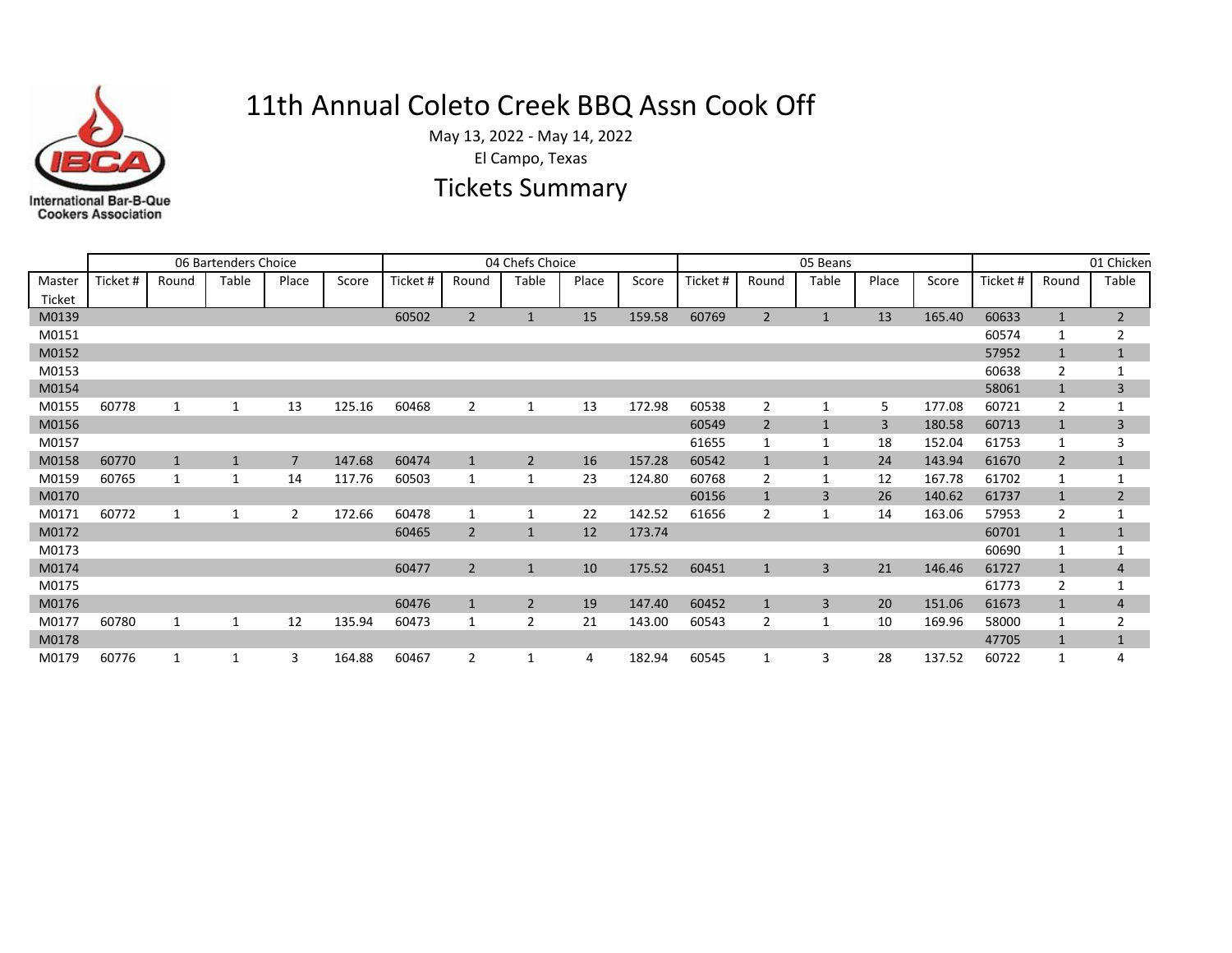# 11th Annual Coleto Creek BBQ Assn Cook Off

May 13, 2022 - May 14, 2022

El Campo, Texas

## Tickets Summary

| | 06 Bartenders Choice | | | | | 04 Chefs Choice | | | | | 05 Beans | | | | | 01 Chicken | | |
|---|---|---|---|---|---|---|---|---|---|---|---|---|---|---|---|---|---|---|
| Master Ticket | Ticket # | Round | Table | Place | Score | Ticket # | Round | Table | Place | Score | Ticket # | Round | Table | Place | Score | Ticket # | Round | Table |
| M0139 | | | | | | 60502 | 2 | 1 | 15 | 159.58 | 60769 | 2 | 1 | 13 | 165.40 | 60633 | 1 | 2 |
| M0151 | | | | | | | | | | | | | | | | 60574 | 1 | 2 |
| M0152 | | | | | | | | | | | | | | | | 57952 | 1 | 1 |
| M0153 | | | | | | | | | | | | | | | | 60638 | 2 | 1 |
| M0154 | | | | | | | | | | | | | | | | 58061 | 1 | 3 |
| M0155 | 60778 | 1 | 1 | 13 | 125.16 | 60468 | 2 | 1 | 13 | 172.98 | 60538 | 2 | 1 | 5 | 177.08 | 60721 | 2 | 1 |
| M0156 | | | | | | | | | | | 60549 | 2 | 1 | 3 | 180.58 | 60713 | 1 | 3 |
| M0157 | | | | | | | | | | | 61655 | 1 | 1 | 18 | 152.04 | 61753 | 1 | 3 |
| M0158 | 60770 | 1 | 1 | 7 | 147.68 | 60474 | 1 | 2 | 16 | 157.28 | 60542 | 1 | 1 | 24 | 143.94 | 61670 | 2 | 1 |
| M0159 | 60765 | 1 | 1 | 14 | 117.76 | 60503 | 1 | 1 | 23 | 124.80 | 60768 | 2 | 1 | 12 | 167.78 | 61702 | 1 | 1 |
| M0170 | | | | | | | | | | | 60156 | 1 | 3 | 26 | 140.62 | 61737 | 1 | 2 |
| M0171 | 60772 | 1 | 1 | 2 | 172.66 | 60478 | 1 | 1 | 22 | 142.52 | 61656 | 2 | 1 | 14 | 163.06 | 57953 | 2 | 1 |
| M0172 | | | | | | 60465 | 2 | 1 | 12 | 173.74 | | | | | | 60701 | 1 | 1 |
| M0173 | | | | | | | | | | | | | | | | 60690 | 1 | 1 |
| M0174 | | | | | | 60477 | 2 | 1 | 10 | 175.52 | 60451 | 1 | 3 | 21 | 146.46 | 61727 | 1 | 4 |
| M0175 | | | | | | | | | | | | | | | | 61773 | 2 | 1 |
| M0176 | | | | | | 60476 | 1 | 2 | 19 | 147.40 | 60452 | 1 | 3 | 20 | 151.06 | 61673 | 1 | 4 |
| M0177 | 60780 | 1 | 1 | 12 | 135.94 | 60473 | 1 | 2 | 21 | 143.00 | 60543 | 2 | 1 | 10 | 169.96 | 58000 | 1 | 2 |
| M0178 | | | | | | | | | | | | | | | | 47705 | 1 | 1 |
| M0179 | 60776 | 1 | 1 | 3 | 164.88 | 60467 | 2 | 1 | 4 | 182.94 | 60545 | 1 | 3 | 28 | 137.52 | 60722 | 1 | 4 |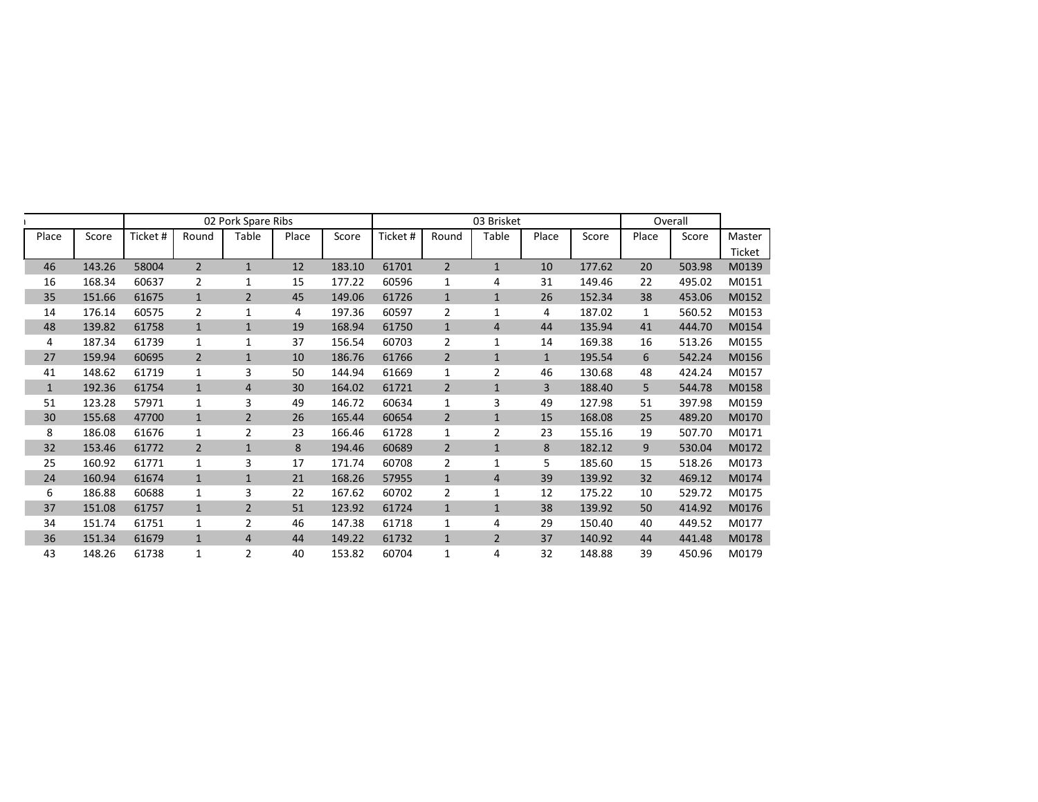| | | 02 Pork Spare Ribs | | | | | 03 Brisket | | | | | Overall | | |
|---|---|---|---|---|---|---|---|---|---|---|---|---|---|---|
| Place | Score | Ticket # | Round | Table | Place | Score | Ticket # | Round | Table | Place | Score | Place | Score | Master Ticket |
| 46 | 143.26 | 58004 | 2 | 1 | 12 | 183.10 | 61701 | 2 | 1 | 10 | 177.62 | 20 | 503.98 | M0139 |
| 16 | 168.34 | 60637 | 2 | 1 | 15 | 177.22 | 60596 | 1 | 4 | 31 | 149.46 | 22 | 495.02 | M0151 |
| 35 | 151.66 | 61675 | 1 | 2 | 45 | 149.06 | 61726 | 1 | 1 | 26 | 152.34 | 38 | 453.06 | M0152 |
| 14 | 176.14 | 60575 | 2 | 1 | 4 | 197.36 | 60597 | 2 | 1 | 4 | 187.02 | 1 | 560.52 | M0153 |
| 48 | 139.82 | 61758 | 1 | 1 | 19 | 168.94 | 61750 | 1 | 4 | 44 | 135.94 | 41 | 444.70 | M0154 |
| 4 | 187.34 | 61739 | 1 | 1 | 37 | 156.54 | 60703 | 2 | 1 | 14 | 169.38 | 16 | 513.26 | M0155 |
| 27 | 159.94 | 60695 | 2 | 1 | 10 | 186.76 | 61766 | 2 | 1 | 1 | 195.54 | 6 | 542.24 | M0156 |
| 41 | 148.62 | 61719 | 1 | 3 | 50 | 144.94 | 61669 | 1 | 2 | 46 | 130.68 | 48 | 424.24 | M0157 |
| 1 | 192.36 | 61754 | 1 | 4 | 30 | 164.02 | 61721 | 2 | 1 | 3 | 188.40 | 5 | 544.78 | M0158 |
| 51 | 123.28 | 57971 | 1 | 3 | 49 | 146.72 | 60634 | 1 | 3 | 49 | 127.98 | 51 | 397.98 | M0159 |
| 30 | 155.68 | 47700 | 1 | 2 | 26 | 165.44 | 60654 | 2 | 1 | 15 | 168.08 | 25 | 489.20 | M0170 |
| 8 | 186.08 | 61676 | 1 | 2 | 23 | 166.46 | 61728 | 1 | 2 | 23 | 155.16 | 19 | 507.70 | M0171 |
| 32 | 153.46 | 61772 | 2 | 1 | 8 | 194.46 | 60689 | 2 | 1 | 8 | 182.12 | 9 | 530.04 | M0172 |
| 25 | 160.92 | 61771 | 1 | 3 | 17 | 171.74 | 60708 | 2 | 1 | 5 | 185.60 | 15 | 518.26 | M0173 |
| 24 | 160.94 | 61674 | 1 | 1 | 21 | 168.26 | 57955 | 1 | 4 | 39 | 139.92 | 32 | 469.12 | M0174 |
| 6 | 186.88 | 60688 | 1 | 3 | 22 | 167.62 | 60702 | 2 | 1 | 12 | 175.22 | 10 | 529.72 | M0175 |
| 37 | 151.08 | 61757 | 1 | 2 | 51 | 123.92 | 61724 | 1 | 1 | 38 | 139.92 | 50 | 414.92 | M0176 |
| 34 | 151.74 | 61751 | 1 | 2 | 46 | 147.38 | 61718 | 1 | 4 | 29 | 150.40 | 40 | 449.52 | M0177 |
| 36 | 151.34 | 61679 | 1 | 4 | 44 | 149.22 | 61732 | 1 | 2 | 37 | 140.92 | 44 | 441.48 | M0178 |
| 43 | 148.26 | 61738 | 1 | 2 | 40 | 153.82 | 60704 | 1 | 4 | 32 | 148.88 | 39 | 450.96 | M0179 |